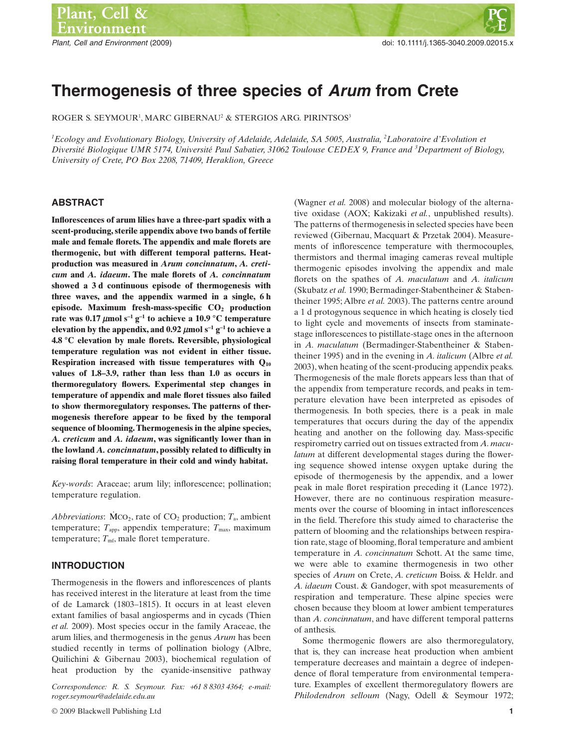# Thermogenesis of three species of *Arum* from Crete

ROGER S. SEYMOUR[1], MARC GIBERNAU[2] & STERGIOS ARG. PIRINTSOS[3]

[1]*Ecology and Evolutionary Biology, University of Adelaide, Adelaide, SA 5005, Australia,* [2]*Laboratoire d'Evolution et Diversité Biologique UMR 5174, Université Paul Sabatier, 31062 Toulouse CEDEX 9, France and* [3]*Department of Biology, University of Crete, PO Box 2208, 71409, Heraklion, Greece*

## ABSTRACT

**Inflorescences of arum lilies have a three-part spadix with a scent-producing, sterile appendix above two bands of fertile male and female florets. The appendix and male florets are thermogenic, but with different temporal patterns. Heat-production was measured in *Arum concinnatum*, *A. creticum* and *A. idaeum*. The male florets of *A. concinnatum* showed a 3 d continuous episode of thermogenesis with three waves, and the appendix warmed in a single, 6 h episode. Maximum fresh-mass-specific $CO_2$ production rate was 0.17 $\mu$mol $s^{-1}$ $g^{-1}$ to achieve a 10.9 °C temperature elevation by the appendix, and 0.92 $\mu$mol $s^{-1}$ $g^{-1}$ to achieve a 4.8 °C elevation by male florets. Reversible, physiological temperature regulation was not evident in either tissue. Respiration increased with tissue temperatures with $Q_{10}$ values of 1.8–3.9, rather than less than 1.0 as occurs in thermoregulatory flowers. Experimental step changes in temperature of appendix and male floret tissues also failed to show thermoregulatory responses. The patterns of thermogenesis therefore appear to be fixed by the temporal sequence of blooming. Thermogenesis in the alpine species, *A. creticum* and *A. idaeum*, was significantly lower than in the lowland *A. concinnatum*, possibly related to difficulty in raising floral temperature in their cold and windy habitat.**

*Key-words*: Araceae; arum lily; inflorescence; pollination; temperature regulation.

*Abbreviations*: $\dot{M}CO_2$, rate of $CO_2$ production; $T_a$, ambient temperature; $T_{app}$, appendix temperature; $T_{max}$, maximum temperature; $T_{mf}$, male floret temperature.

## INTRODUCTION

Thermogenesis in the flowers and inflorescences of plants has received interest in the literature at least from the time of de Lamarck (1803–1815). It occurs in at least eleven extant families of basal angiosperms and in cycads (Thien *et al.* 2009). Most species occur in the family Araceae, the arum lilies, and thermogenesis in the genus *Arum* has been studied recently in terms of pollination biology (Albre, Quilichini & Gibernau 2003), biochemical regulation of heat production by the cyanide-insensitive pathway (Wagner *et al.* 2008) and molecular biology of the alternative oxidase (AOX; Kakizaki *et al.*, unpublished results). The patterns of thermogenesis in selected species have been reviewed (Gibernau, Macquart & Przetak 2004). Measurements of inflorescence temperature with thermocouples, thermistors and thermal imaging cameras reveal multiple thermogenic episodes involving the appendix and male florets on the spathes of *A. maculatum* and *A. italicum* (Skubatz *et al.* 1990; Bermadinger-Stabentheiner & Stabentheiner 1995; Albre *et al.* 2003). The patterns centre around a 1 d protogynous sequence in which heating is closely tied to light cycle and movements of insects from staminate-stage inflorescences to pistillate-stage ones in the afternoon in *A. maculatum* (Bermadinger-Stabentheiner & Stabentheiner 1995) and in the evening in *A. italicum* (Albre *et al.* 2003), when heating of the scent-producing appendix peaks. Thermogenesis of the male florets appears less than that of the appendix from temperature records, and peaks in temperature elevation have been interpreted as episodes of thermogenesis. In both species, there is a peak in male temperatures that occurs during the day of the appendix heating and another on the following day. Mass-specific respirometry carried out on tissues extracted from *A. maculatum* at different developmental stages during the flowering sequence showed intense oxygen uptake during the episode of thermogenesis by the appendix, and a lower peak in male floret respiration preceding it (Lance 1972). However, there are no continuous respiration measurements over the course of blooming in intact inflorescences in the field. Therefore this study aimed to characterise the pattern of blooming and the relationships between respiration rate, stage of blooming, floral temperature and ambient temperature in *A. concinnatum* Schott. At the same time, we were able to examine thermogenesis in two other species of *Arum* on Crete, *A. creticum* Boiss. & Heldr. and *A. idaeum* Coust. & Gandoger, with spot measurements of respiration and temperature. These alpine species were chosen because they bloom at lower ambient temperatures than *A. concinnatum*, and have different temporal patterns of anthesis.

Some thermogenic flowers are also thermoregulatory, that is, they can increase heat production when ambient temperature decreases and maintain a degree of independence of floral temperature from environmental temperature. Examples of excellent thermoregulatory flowers are *Philodendron selloum* (Nagy, Odell & Seymour 1972;

*Correspondence: R. S. Seymour. Fax: +61 8 8303 4364; e-mail: roger.seymour@adelaide.edu.au*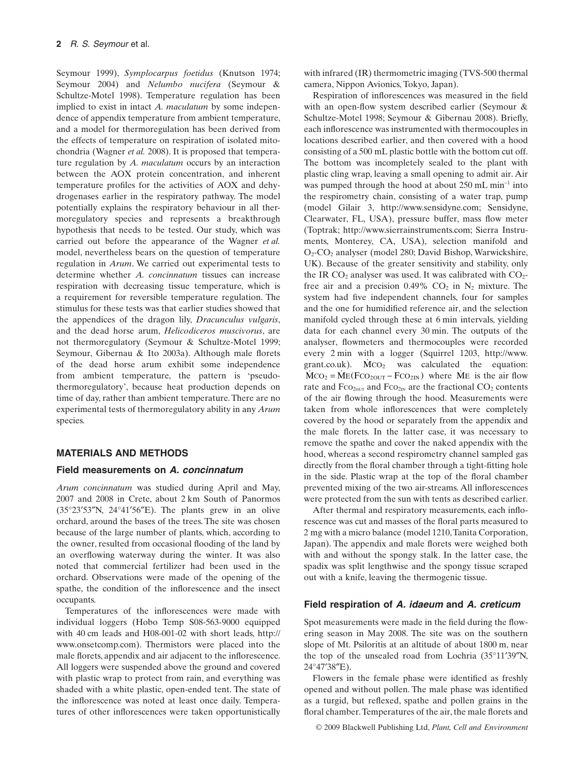Seymour 1999), *Symplocarpus foetidus* (Knutson 1974; Seymour 2004) and *Nelumbo nucifera* (Seymour & Schultze-Motel 1998). Temperature regulation has been implied to exist in intact *A. maculatum* by some independence of appendix temperature from ambient temperature, and a model for thermoregulation has been derived from the effects of temperature on respiration of isolated mitochondria (Wagner *et al.* 2008). It is proposed that temperature regulation by *A. maculatum* occurs by an interaction between the AOX protein concentration, and inherent temperature profiles for the activities of AOX and dehydrogenases earlier in the respiratory pathway. The model potentially explains the respiratory behaviour in all thermoregulatory species and represents a breakthrough hypothesis that needs to be tested. Our study, which was carried out before the appearance of the Wagner *et al.* model, nevertheless bears on the question of temperature regulation in *Arum*. We carried out experimental tests to determine whether *A. concinnatum* tissues can increase respiration with decreasing tissue temperature, which is a requirement for reversible temperature regulation. The stimulus for these tests was that earlier studies showed that the appendices of the dragon lily, *Dracunculus vulgaris*, and the dead horse arum, *Helicodiceros muscivorus*, are not thermoregulatory (Seymour & Schultze-Motel 1999; Seymour, Gibernau & Ito 2003a). Although male florets of the dead horse arum exhibit some independence from ambient temperature, the pattern is 'pseudo-thermoregulatory', because heat production depends on time of day, rather than ambient temperature. There are no experimental tests of thermoregulatory ability in any *Arum* species.

## MATERIALS AND METHODS

### Field measurements on *A. concinnatum*

*Arum concinnatum* was studied during April and May, 2007 and 2008 in Crete, about 2 km South of Panormos (35°23′53″N, 24°41′56″E). The plants grew in an olive orchard, around the bases of the trees. The site was chosen because of the large number of plants, which, according to the owner, resulted from occasional flooding of the land by an overflowing waterway during the winter. It was also noted that commercial fertilizer had been used in the orchard. Observations were made of the opening of the spathe, the condition of the inflorescence and the insect occupants.

Temperatures of the inflorescences were made with individual loggers (Hobo Temp S08-563-9000 equipped with 40 cm leads and H08-001-02 with short leads, http://www.onsetcomp.com). Thermistors were placed into the male florets, appendix and air adjacent to the inflorescence. All loggers were suspended above the ground and covered with plastic wrap to protect from rain, and everything was shaded with a white plastic, open-ended tent. The state of the inflorescence was noted at least once daily. Temperatures of other inflorescences were taken opportunistically with infrared (IR) thermometric imaging (TVS-500 thermal camera, Nippon Avionics, Tokyo, Japan).

Respiration of inflorescences was measured in the field with an open-flow system described earlier (Seymour & Schultze-Motel 1998; Seymour & Gibernau 2008). Briefly, each inflorescence was instrumented with thermocouples in locations described earlier, and then covered with a hood consisting of a 500 mL plastic bottle with the bottom cut off. The bottom was incompletely sealed to the plant with plastic cling wrap, leaving a small opening to admit air. Air was pumped through the hood at about 250 mL min$^{-1}$ into the respirometry chain, consisting of a water trap, pump (model Gilair 3, http://www.sensidyne.com; Sensidyne, Clearwater, FL, USA), pressure buffer, mass flow meter (Toptrak; http://www.sierrainstruments.com; Sierra Instruments, Monterey, CA, USA), selection manifold and $O_2$-$CO_2$ analyser (model 280; David Bishop, Warwickshire, UK). Because of the greater sensitivity and stability, only the IR $CO_2$ analyser was used. It was calibrated with $CO_2$-free air and a precision 0.49% $CO_2$ in $N_2$ mixture. The system had five independent channels, four for samples and the one for humidified reference air, and the selection manifold cycled through these at 6 min intervals, yielding data for each channel every 30 min. The outputs of the analyser, flowmeters and thermocouples were recorded every 2 min with a logger (Squirrel 1203, http://www.grant.co.uk). $\dot{M}CO_2$ was calculated the equation: $\dot{M}CO_2 = \dot{M}E(FCO_{2OUT} - FCO_{2IN})$ where $\dot{M}E$ is the air flow rate and $FCO_{2OUT}$ and $FCO_{2IN}$ are the fractional $CO_2$ contents of the air flowing through the hood. Measurements were taken from whole inflorescences that were completely covered by the hood or separately from the appendix and the male florets. In the latter case, it was necessary to remove the spathe and cover the naked appendix with the hood, whereas a second respirometry channel sampled gas directly from the floral chamber through a tight-fitting hole in the side. Plastic wrap at the top of the floral chamber prevented mixing of the two air-streams. All inflorescences were protected from the sun with tents as described earlier.

After thermal and respiratory measurements, each inflorescence was cut and masses of the floral parts measured to 2 mg with a micro balance (model 1210, Tanita Corporation, Japan). The appendix and male florets were weighed both with and without the spongy stalk. In the latter case, the spadix was split lengthwise and the spongy tissue scraped out with a knife, leaving the thermogenic tissue.

### Field respiration of *A. idaeum* and *A. creticum*

Spot measurements were made in the field during the flowering season in May 2008. The site was on the southern slope of Mt. Psiloritis at an altitude of about 1800 m, near the top of the unsealed road from Lochria (35°11′39″N, 24°47′38″E).

Flowers in the female phase were identified as freshly opened and without pollen. The male phase was identified as a turgid, but reflexed, spathe and pollen grains in the floral chamber. Temperatures of the air, the male florets and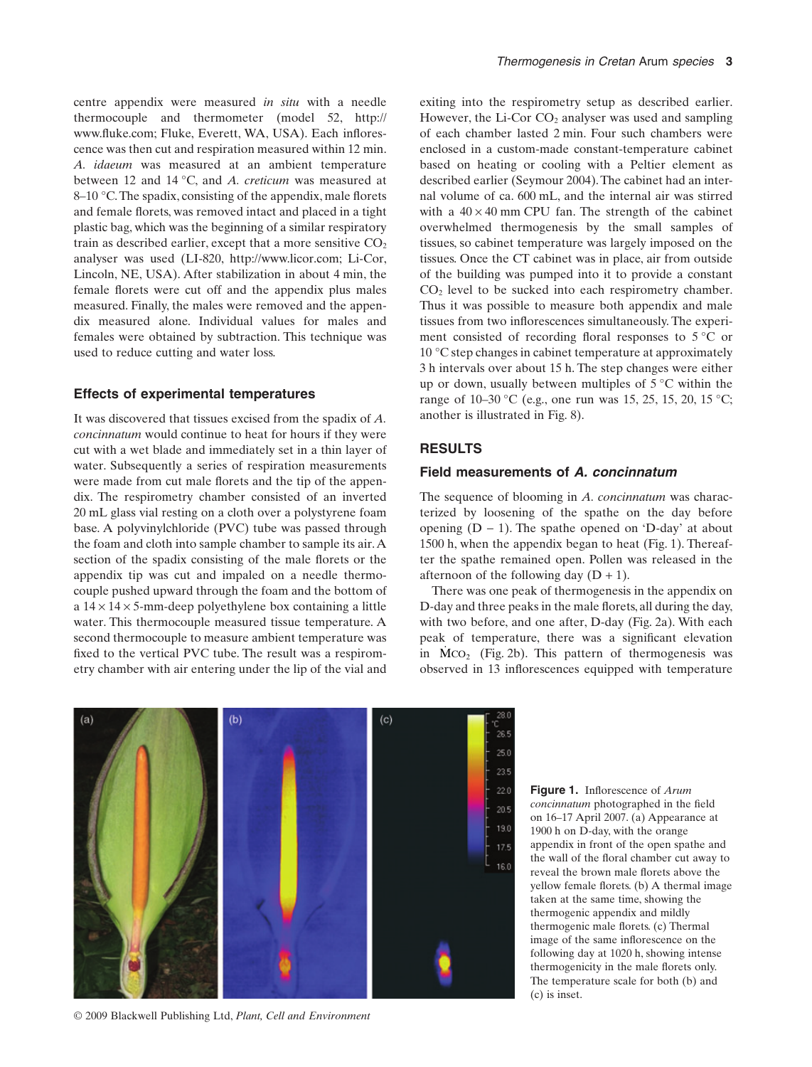centre appendix were measured *in situ* with a needle thermocouple and thermometer (model 52, http://www.fluke.com; Fluke, Everett, WA, USA). Each inflorescence was then cut and respiration measured within 12 min. *A. idaeum* was measured at an ambient temperature between 12 and 14 °C, and *A. creticum* was measured at 8–10 °C. The spadix, consisting of the appendix, male florets and female florets, was removed intact and placed in a tight plastic bag, which was the beginning of a similar respiratory train as described earlier, except that a more sensitive $CO_2$ analyser was used (LI-820, http://www.licor.com; Li-Cor, Lincoln, NE, USA). After stabilization in about 4 min, the female florets were cut off and the appendix plus males measured. Finally, the males were removed and the appendix measured alone. Individual values for males and females were obtained by subtraction. This technique was used to reduce cutting and water loss.

### Effects of experimental temperatures

It was discovered that tissues excised from the spadix of *A. concinnatum* would continue to heat for hours if they were cut with a wet blade and immediately set in a thin layer of water. Subsequently a series of respiration measurements were made from cut male florets and the tip of the appendix. The respirometry chamber consisted of an inverted 20 mL glass vial resting on a cloth over a polystyrene foam base. A polyvinylchloride (PVC) tube was passed through the foam and cloth into sample chamber to sample its air. A section of the spadix consisting of the male florets or the appendix tip was cut and impaled on a needle thermocouple pushed upward through the foam and the bottom of a 14 × 14 × 5-mm-deep polyethylene box containing a little water. This thermocouple measured tissue temperature. A second thermocouple to measure ambient temperature was fixed to the vertical PVC tube. The result was a respirometry chamber with air entering under the lip of the vial and exiting into the respirometry setup as described earlier. However, the Li-Cor $CO_2$ analyser was used and sampling of each chamber lasted 2 min. Four such chambers were enclosed in a custom-made constant-temperature cabinet based on heating or cooling with a Peltier element as described earlier (Seymour 2004). The cabinet had an internal volume of ca. 600 mL, and the internal air was stirred with a 40 × 40 mm CPU fan. The strength of the cabinet overwhelmed thermogenesis by the small samples of tissues, so cabinet temperature was largely imposed on the tissues. Once the CT cabinet was in place, air from outside of the building was pumped into it to provide a constant $CO_2$ level to be sucked into each respirometry chamber. Thus it was possible to measure both appendix and male tissues from two inflorescences simultaneously. The experiment consisted of recording floral responses to 5 °C or 10 °C step changes in cabinet temperature at approximately 3 h intervals over about 15 h. The step changes were either up or down, usually between multiples of 5 °C within the range of 10–30 °C (e.g., one run was 15, 25, 15, 20, 15 °C; another is illustrated in Fig. 8).

## RESULTS

### Field measurements of *A. concinnatum*

The sequence of blooming in *A. concinnatum* was characterized by loosening of the spathe on the day before opening (D − 1). The spathe opened on 'D-day' at about 1500 h, when the appendix began to heat (Fig. 1). Thereafter the spathe remained open. Pollen was released in the afternoon of the following day (D + 1).

There was one peak of thermogenesis in the appendix on D-day and three peaks in the male florets, all during the day, with two before, and one after, D-day (Fig. 2a). With each peak of temperature, there was a significant elevation in $\dot{M}CO_2$ (Fig. 2b). This pattern of thermogenesis was observed in 13 inflorescences equipped with temperature

**Figure 1.** Inflorescence of *Arum concinnatum* photographed in the field on 16–17 April 2007. (a) Appearance at 1900 h on D-day, with the orange appendix in front of the open spathe and the wall of the floral chamber cut away to reveal the brown male florets above the yellow female florets. (b) A thermal image taken at the same time, showing the thermogenic appendix and mildly thermogenic male florets. (c) Thermal image of the same inflorescence on the following day at 1020 h, showing intense thermogenicity in the male florets only. The temperature scale for both (b) and (c) is inset.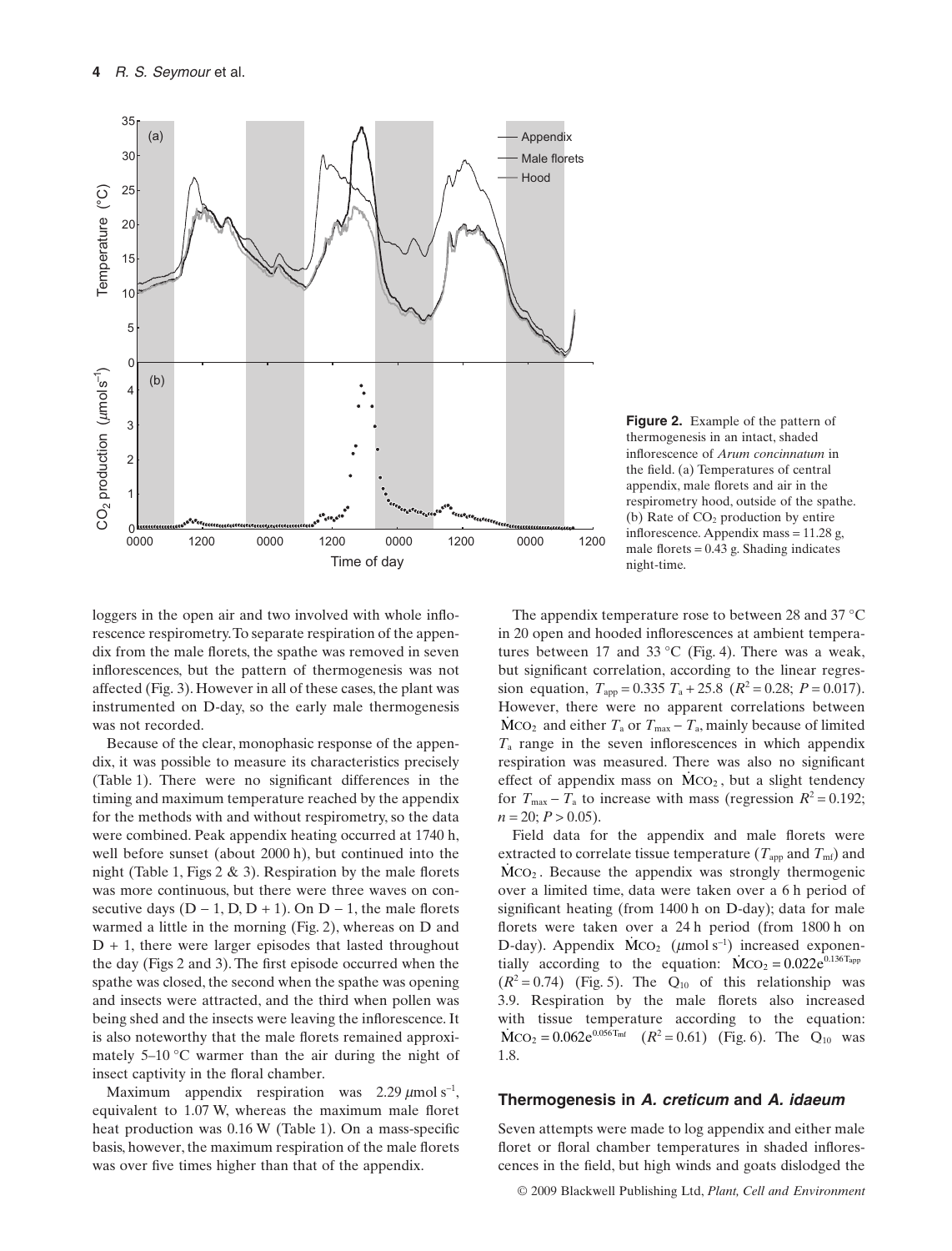**Figure 2.** Example of the pattern of thermogenesis in an intact, shaded inflorescence of *Arum concinnatum* in the field. (a) Temperatures of central appendix, male florets and air in the respirometry hood, outside of the spathe. (b) Rate of $CO_2$ production by entire inflorescence. Appendix mass = 11.28 g, male florets = 0.43 g. Shading indicates night-time.

loggers in the open air and two involved with whole inflorescence respirometry. To separate respiration of the appendix from the male florets, the spathe was removed in seven inflorescences, but the pattern of thermogenesis was not affected (Fig. 3). However in all of these cases, the plant was instrumented on D-day, so the early male thermogenesis was not recorded.

Because of the clear, monophasic response of the appendix, it was possible to measure its characteristics precisely (Table 1). There were no significant differences in the timing and maximum temperature reached by the appendix for the methods with and without respirometry, so the data were combined. Peak appendix heating occurred at 1740 h, well before sunset (about 2000 h), but continued into the night (Table 1, Figs 2 & 3). Respiration by the male florets was more continuous, but there were three waves on consecutive days (D − 1, D, D + 1). On D − 1, the male florets warmed a little in the morning (Fig. 2), whereas on D and D + 1, there were larger episodes that lasted throughout the day (Figs 2 and 3). The first episode occurred when the spathe was closed, the second when the spathe was opening and insects were attracted, and the third when pollen was being shed and the insects were leaving the inflorescence. It is also noteworthy that the male florets remained approximately 5–10 °C warmer than the air during the night of insect captivity in the floral chamber.

Maximum appendix respiration was 2.29 $\mu$mol s$^{-1}$, equivalent to 1.07 W, whereas the maximum male floret heat production was 0.16 W (Table 1). On a mass-specific basis, however, the maximum respiration of the male florets was over five times higher than that of the appendix.

The appendix temperature rose to between 28 and 37 °C in 20 open and hooded inflorescences at ambient temperatures between 17 and 33 °C (Fig. 4). There was a weak, but significant correlation, according to the linear regression equation, $T_{app} = 0.335\ T_a + 25.8$ ($R^2 = 0.28$; $P = 0.017$). However, there were no apparent correlations between $\dot{M}CO_2$ and either $T_a$ or $T_{max} - T_a$, mainly because of limited $T_a$ range in the seven inflorescences in which appendix respiration was measured. There was also no significant effect of appendix mass on $\dot{M}CO_2$, but a slight tendency for $T_{max} - T_a$ to increase with mass (regression $R^2 = 0.192$; $n = 20$; $P > 0.05$).

Field data for the appendix and male florets were extracted to correlate tissue temperature ($T_{app}$ and $T_{mf}$) and $\dot{M}CO_2$. Because the appendix was strongly thermogenic over a limited time, data were taken over a 6 h period of significant heating (from 1400 h on D-day); data for male florets were taken over a 24 h period (from 1800 h on D-day). Appendix $\dot{M}CO_2$ ($\mu$mol s$^{-1}$) increased exponentially according to the equation: $\dot{M}CO_2 = 0.022e^{0.136T_{app}}$ ($R^2 = 0.74$) (Fig. 5). The $Q_{10}$ of this relationship was 3.9. Respiration by the male florets also increased with tissue temperature according to the equation: $\dot{M}CO_2 = 0.062e^{0.056T_{mf}}$ ($R^2 = 0.61$) (Fig. 6). The $Q_{10}$ was 1.8.

## Thermogenesis in *A. creticum* and *A. idaeum*

Seven attempts were made to log appendix and either male floret or floral chamber temperatures in shaded inflorescences in the field, but high winds and goats dislodged the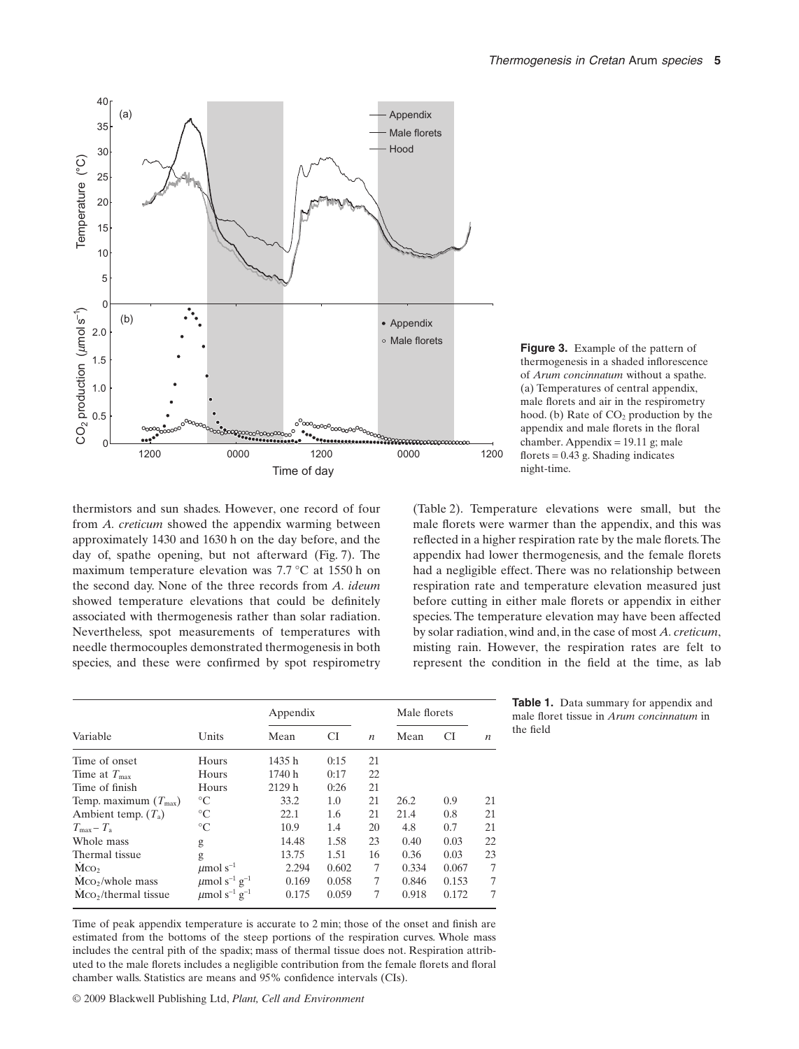**Figure 3.** Example of the pattern of thermogenesis in a shaded inflorescence of *Arum concinnatum* without a spathe. (a) Temperatures of central appendix, male florets and air in the respirometry hood. (b) Rate of $CO_2$ production by the appendix and male florets in the floral chamber. Appendix = 19.11 g; male florets = 0.43 g. Shading indicates night-time.

thermistors and sun shades. However, one record of four from *A. creticum* showed the appendix warming between approximately 1430 and 1630 h on the day before, and the day of, spathe opening, but not afterward (Fig. 7). The maximum temperature elevation was 7.7 °C at 1550 h on the second day. None of the three records from *A. ideum* showed temperature elevations that could be definitely associated with thermogenesis rather than solar radiation. Nevertheless, spot measurements of temperatures with needle thermocouples demonstrated thermogenesis in both species, and these were confirmed by spot respirometry (Table 2). Temperature elevations were small, but the male florets were warmer than the appendix, and this was reflected in a higher respiration rate by the male florets. The appendix had lower thermogenesis, and the female florets had a negligible effect. There was no relationship between respiration rate and temperature elevation measured just before cutting in either male florets or appendix in either species. The temperature elevation may have been affected by solar radiation, wind and, in the case of most *A. creticum*, misting rain. However, the respiration rates are felt to represent the condition in the field at the time, as lab

**Table 1.** Data summary for appendix and male floret tissue in *Arum concinnatum* in the field

| Variable | Units | Appendix | | | Male florets | | |
|---|---|---|---|---|---|---|---|
| | | Mean | CI | $n$ | Mean | CI | $n$ |
| Time of onset | Hours | 1435 h | 0:15 | 21 | | | |
| Time at $T_{max}$ | Hours | 1740 h | 0:17 | 22 | | | |
| Time of finish | Hours | 2129 h | 0:26 | 21 | | | |
| Temp. maximum ($T_{max}$) | °C | 33.2 | 1.0 | 21 | 26.2 | 0.9 | 21 |
| Ambient temp. ($T_a$) | °C | 22.1 | 1.6 | 21 | 21.4 | 0.8 | 21 |
| $T_{max} - T_a$ | °C | 10.9 | 1.4 | 20 | 4.8 | 0.7 | 21 |
| Whole mass | g | 14.48 | 1.58 | 23 | 0.40 | 0.03 | 22 |
| Thermal tissue | g | 13.75 | 1.51 | 16 | 0.36 | 0.03 | 23 |
| $\dot{M}CO_2$ | $\mu$mol s$^{-1}$ | 2.294 | 0.602 | 7 | 0.334 | 0.067 | 7 |
| $\dot{M}CO_2$/whole mass | $\mu$mol s$^{-1}$ g$^{-1}$ | 0.169 | 0.058 | 7 | 0.846 | 0.153 | 7 |
| $\dot{M}CO_2$/thermal tissue | $\mu$mol s$^{-1}$ g$^{-1}$ | 0.175 | 0.059 | 7 | 0.918 | 0.172 | 7 |

Time of peak appendix temperature is accurate to 2 min; those of the onset and finish are estimated from the bottoms of the steep portions of the respiration curves. Whole mass includes the central pith of the spadix; mass of thermal tissue does not. Respiration attributed to the male florets includes a negligible contribution from the female florets and floral chamber walls. Statistics are means and 95% confidence intervals (CIs).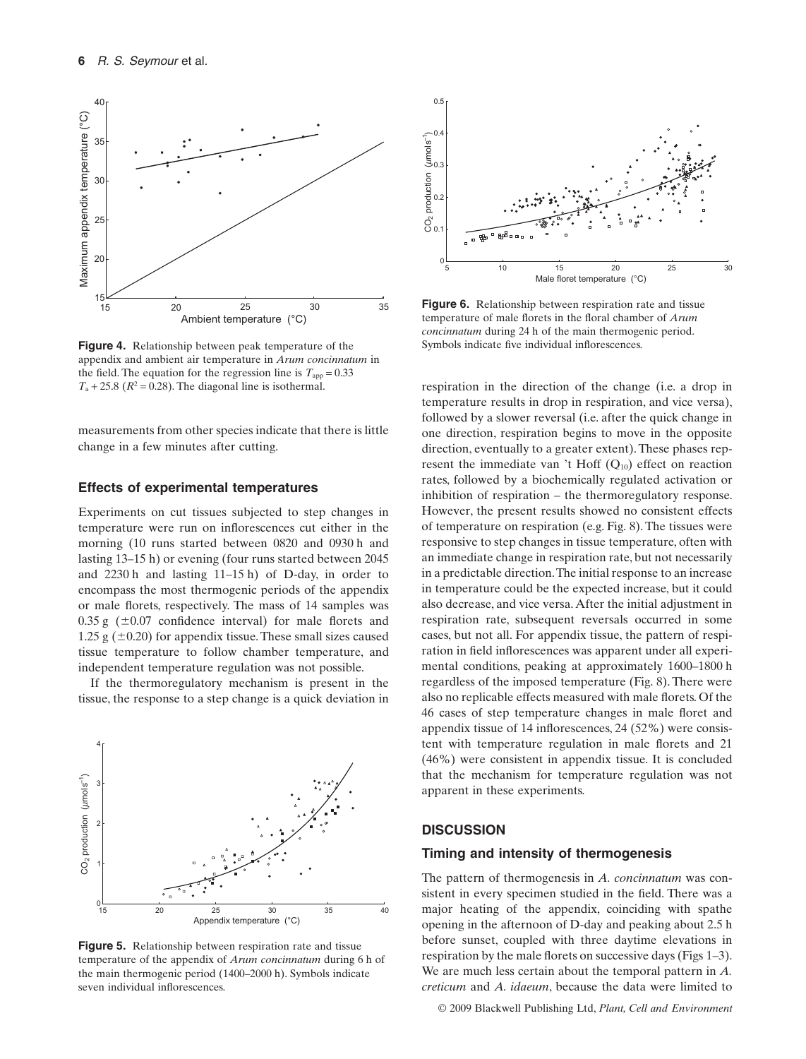**Figure 4.** Relationship between peak temperature of the appendix and ambient air temperature in *Arum concinnatum* in the field. The equation for the regression line is $T_{app} = 0.33 T_a + 25.8$ ($R^2 = 0.28$). The diagonal line is isothermal.

measurements from other species indicate that there is little change in a few minutes after cutting.

### Effects of experimental temperatures

Experiments on cut tissues subjected to step changes in temperature were run on inflorescences cut either in the morning (10 runs started between 0820 and 0930 h and lasting 13–15 h) or evening (four runs started between 2045 and 2230 h and lasting 11–15 h) of D-day, in order to encompass the most thermogenic periods of the appendix or male florets, respectively. The mass of 14 samples was 0.35 g (±0.07 confidence interval) for male florets and 1.25 g (±0.20) for appendix tissue. These small sizes caused tissue temperature to follow chamber temperature, and independent temperature regulation was not possible.

If the thermoregulatory mechanism is present in the tissue, the response to a step change is a quick deviation in respiration in the direction of the change (i.e. a drop in temperature results in drop in respiration, and vice versa), followed by a slower reversal (i.e. after the quick change in one direction, respiration begins to move in the opposite direction, eventually to a greater extent). These phases represent the immediate van 't Hoff ($Q_{10}$) effect on reaction rates, followed by a biochemically regulated activation or inhibition of respiration – the thermoregulatory response. However, the present results showed no consistent effects of temperature on respiration (e.g. Fig. 8). The tissues were responsive to step changes in tissue temperature, often with an immediate change in respiration rate, but not necessarily in a predictable direction. The initial response to an increase in temperature could be the expected increase, but it could also decrease, and vice versa. After the initial adjustment in respiration rate, subsequent reversals occurred in some cases, but not all. For appendix tissue, the pattern of respiration in field inflorescences was apparent under all experimental conditions, peaking at approximately 1600–1800 h regardless of the imposed temperature (Fig. 8). There were also no replicable effects measured with male florets. Of the 46 cases of step temperature changes in male floret and appendix tissue of 14 inflorescences, 24 (52%) were consistent with temperature regulation in male florets and 21 (46%) were consistent in appendix tissue. It is concluded that the mechanism for temperature regulation was not apparent in these experiments.

**Figure 5.** Relationship between respiration rate and tissue temperature of the appendix of *Arum concinnatum* during 6 h of the main thermogenic period (1400–2000 h). Symbols indicate seven individual inflorescences.

**Figure 6.** Relationship between respiration rate and tissue temperature of male florets in the floral chamber of *Arum concinnatum* during 24 h of the main thermogenic period. Symbols indicate five individual inflorescences.

## DISCUSSION

### Timing and intensity of thermogenesis

The pattern of thermogenesis in *A. concinnatum* was consistent in every specimen studied in the field. There was a major heating of the appendix, coinciding with spathe opening in the afternoon of D-day and peaking about 2.5 h before sunset, coupled with three daytime elevations in respiration by the male florets on successive days (Figs 1–3). We are much less certain about the temporal pattern in *A. creticum* and *A. idaeum*, because the data were limited to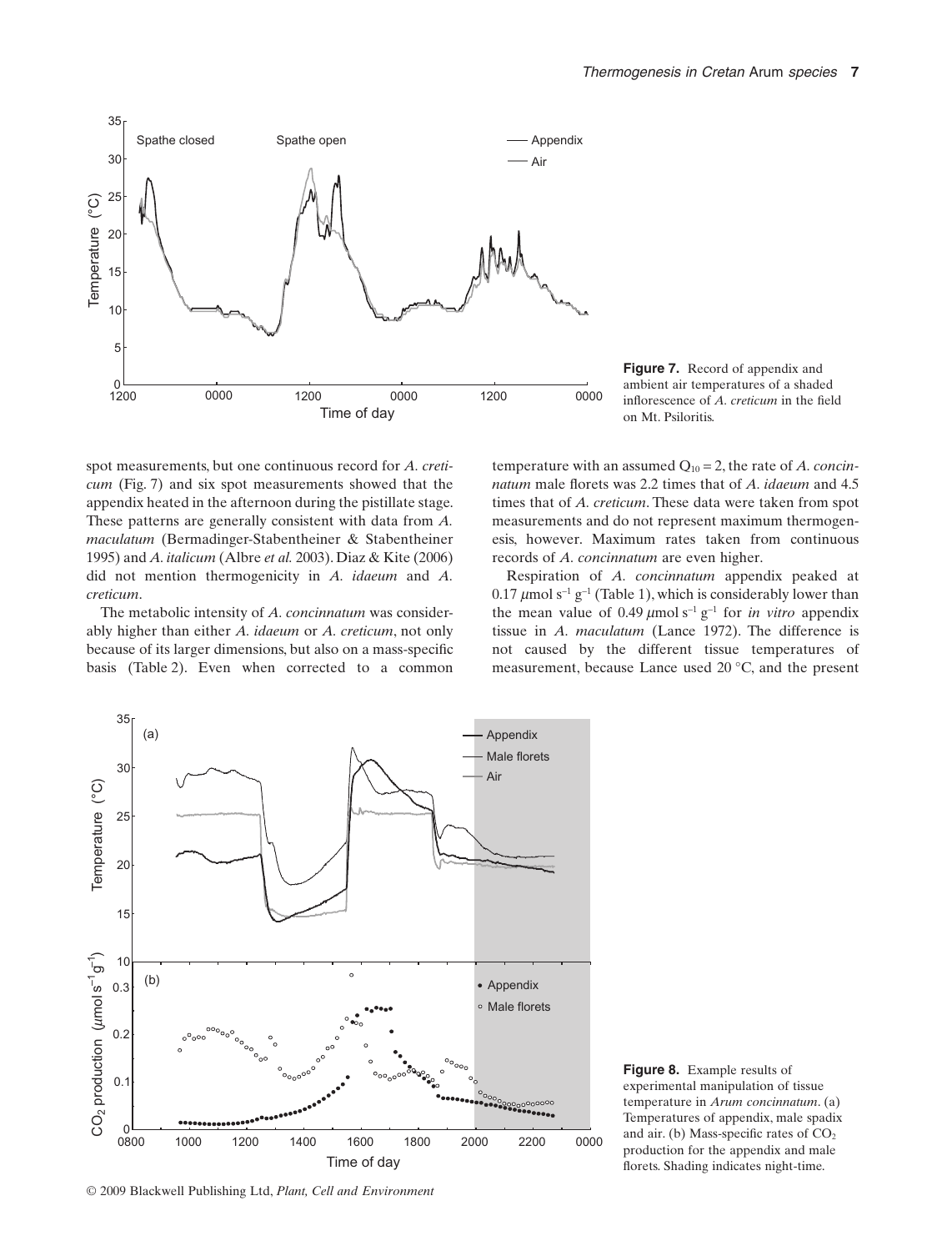**Figure 7.** Record of appendix and ambient air temperatures of a shaded inflorescence of *A. creticum* in the field on Mt. Psiloritis.

spot measurements, but one continuous record for *A. creticum* (Fig. 7) and six spot measurements showed that the appendix heated in the afternoon during the pistillate stage. These patterns are generally consistent with data from *A. maculatum* (Bermadinger-Stabentheiner & Stabentheiner 1995) and *A. italicum* (Albre *et al.* 2003). Diaz & Kite (2006) did not mention thermogenicity in *A. idaeum* and *A. creticum*.

The metabolic intensity of *A. concinnatum* was considerably higher than either *A. idaeum* or *A. creticum*, not only because of its larger dimensions, but also on a mass-specific basis (Table 2). Even when corrected to a common temperature with an assumed $Q_{10} = 2$, the rate of *A. concinnatum* male florets was 2.2 times that of *A. idaeum* and 4.5 times that of *A. creticum*. These data were taken from spot measurements and do not represent maximum thermogenesis, however. Maximum rates taken from continuous records of *A. concinnatum* are even higher.

Respiration of *A. concinnatum* appendix peaked at 0.17 $\mu$mol s$^{-1}$ g$^{-1}$ (Table 1), which is considerably lower than the mean value of 0.49 $\mu$mol s$^{-1}$ g$^{-1}$ for *in vitro* appendix tissue in *A. maculatum* (Lance 1972). The difference is not caused by the different tissue temperatures of measurement, because Lance used 20 °C, and the present

**Figure 8.** Example results of experimental manipulation of tissue temperature in *Arum concinnatum*. (a) Temperatures of appendix, male spadix and air. (b) Mass-specific rates of $CO_2$ production for the appendix and male florets. Shading indicates night-time.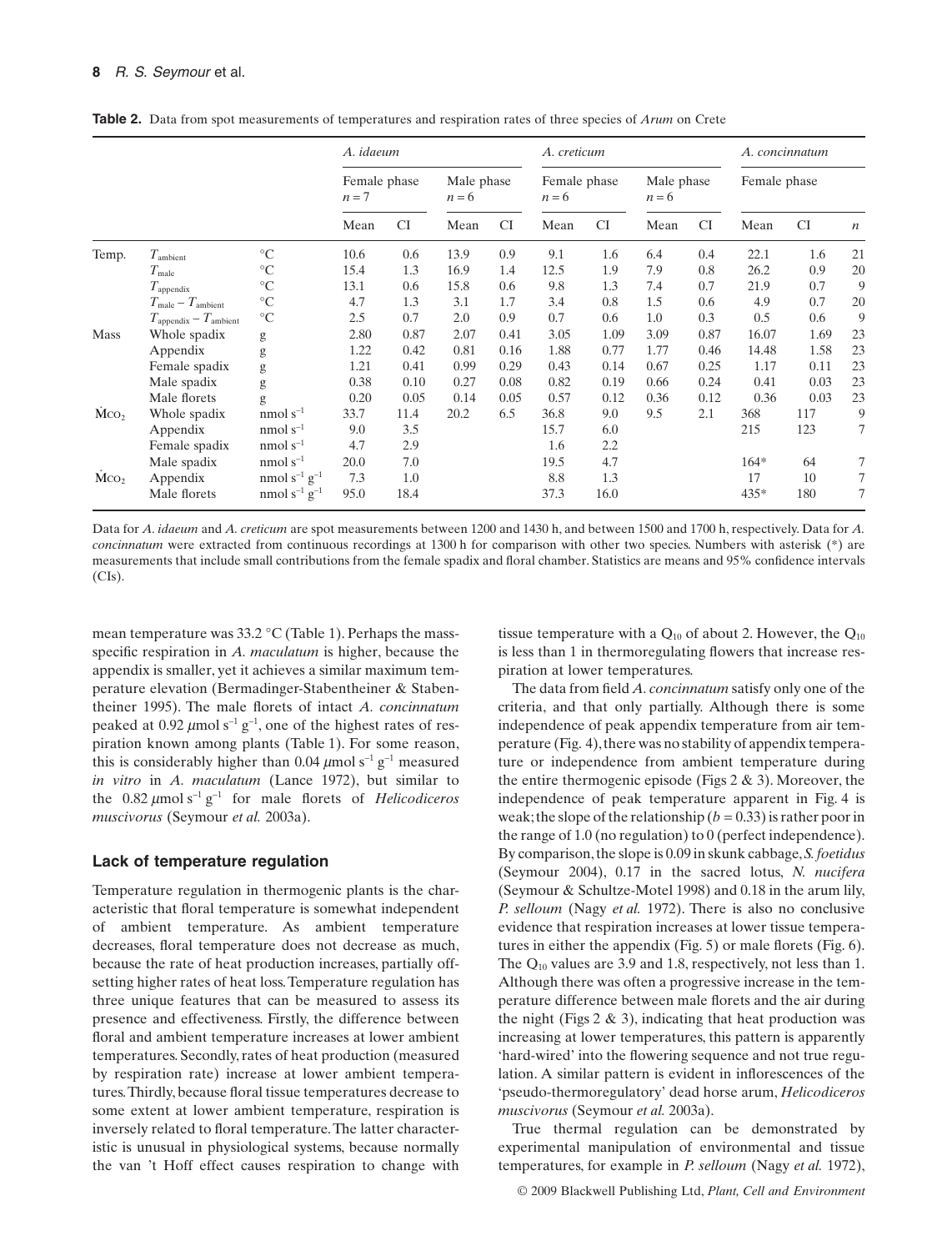**Table 2.** Data from spot measurements of temperatures and respiration rates of three species of *Arum* on Crete

| | | | *A. idaeum* | | | | *A. creticum* | | | | *A. concinnatum* | | |
|---|---|---|---|---|---|---|---|---|---|---|---|---|---|
| | | | Female phase $n = 7$ | | Male phase $n = 6$ | | Female phase $n = 6$ | | Male phase $n = 6$ | | Female phase | | |
| | | | Mean | CI | Mean | CI | Mean | CI | Mean | CI | Mean | CI | $n$ |
| Temp. | $T_{ambient}$ | °C | 10.6 | 0.6 | 13.9 | 0.9 | 9.1 | 1.6 | 6.4 | 0.4 | 22.1 | 1.6 | 21 |
| | $T_{male}$ | °C | 15.4 | 1.3 | 16.9 | 1.4 | 12.5 | 1.9 | 7.9 | 0.8 | 26.2 | 0.9 | 20 |
| | $T_{appendix}$ | °C | 13.1 | 0.6 | 15.8 | 0.6 | 9.8 | 1.3 | 7.4 | 0.7 | 21.9 | 0.7 | 9 |
| | $T_{male} - T_{ambient}$ | °C | 4.7 | 1.3 | 3.1 | 1.7 | 3.4 | 0.8 | 1.5 | 0.6 | 4.9 | 0.7 | 20 |
| | $T_{appendix} - T_{ambient}$ | °C | 2.5 | 0.7 | 2.0 | 0.9 | 0.7 | 0.6 | 1.0 | 0.3 | 0.5 | 0.6 | 9 |
| Mass | Whole spadix | g | 2.80 | 0.87 | 2.07 | 0.41 | 3.05 | 1.09 | 3.09 | 0.87 | 16.07 | 1.69 | 23 |
| | Appendix | g | 1.22 | 0.42 | 0.81 | 0.16 | 1.88 | 0.77 | 1.77 | 0.46 | 14.48 | 1.58 | 23 |
| | Female spadix | g | 1.21 | 0.41 | 0.99 | 0.29 | 0.43 | 0.14 | 0.67 | 0.25 | 1.17 | 0.11 | 23 |
| | Male spadix | g | 0.38 | 0.10 | 0.27 | 0.08 | 0.82 | 0.19 | 0.66 | 0.24 | 0.41 | 0.03 | 23 |
| | Male florets | g | 0.20 | 0.05 | 0.14 | 0.05 | 0.57 | 0.12 | 0.36 | 0.12 | 0.36 | 0.03 | 23 |
| $\dot{M}CO_2$ | Whole spadix | nmol $s^{-1}$ | 33.7 | 11.4 | 20.2 | 6.5 | 36.8 | 9.0 | 9.5 | 2.1 | 368 | 117 | 9 |
| | Appendix | nmol $s^{-1}$ | 9.0 | 3.5 | | | 15.7 | 6.0 | | | 215 | 123 | 7 |
| | Female spadix | nmol $s^{-1}$ | 4.7 | 2.9 | | | 1.6 | 2.2 | | | | | |
| | Male spadix | nmol $s^{-1}$ | 20.0 | 7.0 | | | 19.5 | 4.7 | | | 164* | 64 | 7 |
| $\dot{M}CO_2$ | Appendix | nmol $s^{-1}$ $g^{-1}$ | 7.3 | 1.0 | | | 8.8 | 1.3 | | | 17 | 10 | 7 |
| | Male florets | nmol $s^{-1}$ $g^{-1}$ | 95.0 | 18.4 | | | 37.3 | 16.0 | | | 435* | 180 | 7 |

Data for *A. idaeum* and *A. creticum* are spot measurements between 1200 and 1430 h, and between 1500 and 1700 h, respectively. Data for *A. concinnatum* were extracted from continuous recordings at 1300 h for comparison with other two species. Numbers with asterisk (*) are measurements that include small contributions from the female spadix and floral chamber. Statistics are means and 95% confidence intervals (CIs).

mean temperature was 33.2 °C (Table 1). Perhaps the mass-specific respiration in *A. maculatum* is higher, because the appendix is smaller, yet it achieves a similar maximum temperature elevation (Bermadinger-Stabentheiner & Stabentheiner 1995). The male florets of intact *A. concinnatum* peaked at 0.92 μmol $s^{-1}$ $g^{-1}$, one of the highest rates of respiration known among plants (Table 1). For some reason, this is considerably higher than 0.04 μmol $s^{-1}$ $g^{-1}$ measured *in vitro* in *A. maculatum* (Lance 1972), but similar to the 0.82 μmol $s^{-1}$ $g^{-1}$ for male florets of *Helicodiceros muscivorus* (Seymour *et al.* 2003a).

## Lack of temperature regulation

Temperature regulation in thermogenic plants is the characteristic that floral temperature is somewhat independent of ambient temperature. As ambient temperature decreases, floral temperature does not decrease as much, because the rate of heat production increases, partially offsetting higher rates of heat loss. Temperature regulation has three unique features that can be measured to assess its presence and effectiveness. Firstly, the difference between floral and ambient temperature increases at lower ambient temperatures. Secondly, rates of heat production (measured by respiration rate) increase at lower ambient temperatures. Thirdly, because floral tissue temperatures decrease to some extent at lower ambient temperature, respiration is inversely related to floral temperature. The latter characteristic is unusual in physiological systems, because normally the van 't Hoff effect causes respiration to change with tissue temperature with a $Q_{10}$ of about 2. However, the $Q_{10}$ is less than 1 in thermoregulating flowers that increase respiration at lower temperatures.

The data from field *A. concinnatum* satisfy only one of the criteria, and that only partially. Although there is some independence of peak appendix temperature from air temperature (Fig. 4), there was no stability of appendix temperature or independence from ambient temperature during the entire thermogenic episode (Figs 2 & 3). Moreover, the independence of peak temperature apparent in Fig. 4 is weak; the slope of the relationship ($b = 0.33$) is rather poor in the range of 1.0 (no regulation) to 0 (perfect independence). By comparison, the slope is 0.09 in skunk cabbage, *S. foetidus* (Seymour 2004), 0.17 in the sacred lotus, *N. nucifera* (Seymour & Schultze-Motel 1998) and 0.18 in the arum lily, *P. selloum* (Nagy *et al.* 1972). There is also no conclusive evidence that respiration increases at lower tissue temperatures in either the appendix (Fig. 5) or male florets (Fig. 6). The $Q_{10}$ values are 3.9 and 1.8, respectively, not less than 1. Although there was often a progressive increase in the temperature difference between male florets and the air during the night (Figs 2 & 3), indicating that heat production was increasing at lower temperatures, this pattern is apparently 'hard-wired' into the flowering sequence and not true regulation. A similar pattern is evident in inflorescences of the 'pseudo-thermoregulatory' dead horse arum, *Helicodiceros muscivorus* (Seymour *et al.* 2003a).

True thermal regulation can be demonstrated by experimental manipulation of environmental and tissue temperatures, for example in *P. selloum* (Nagy *et al.* 1972),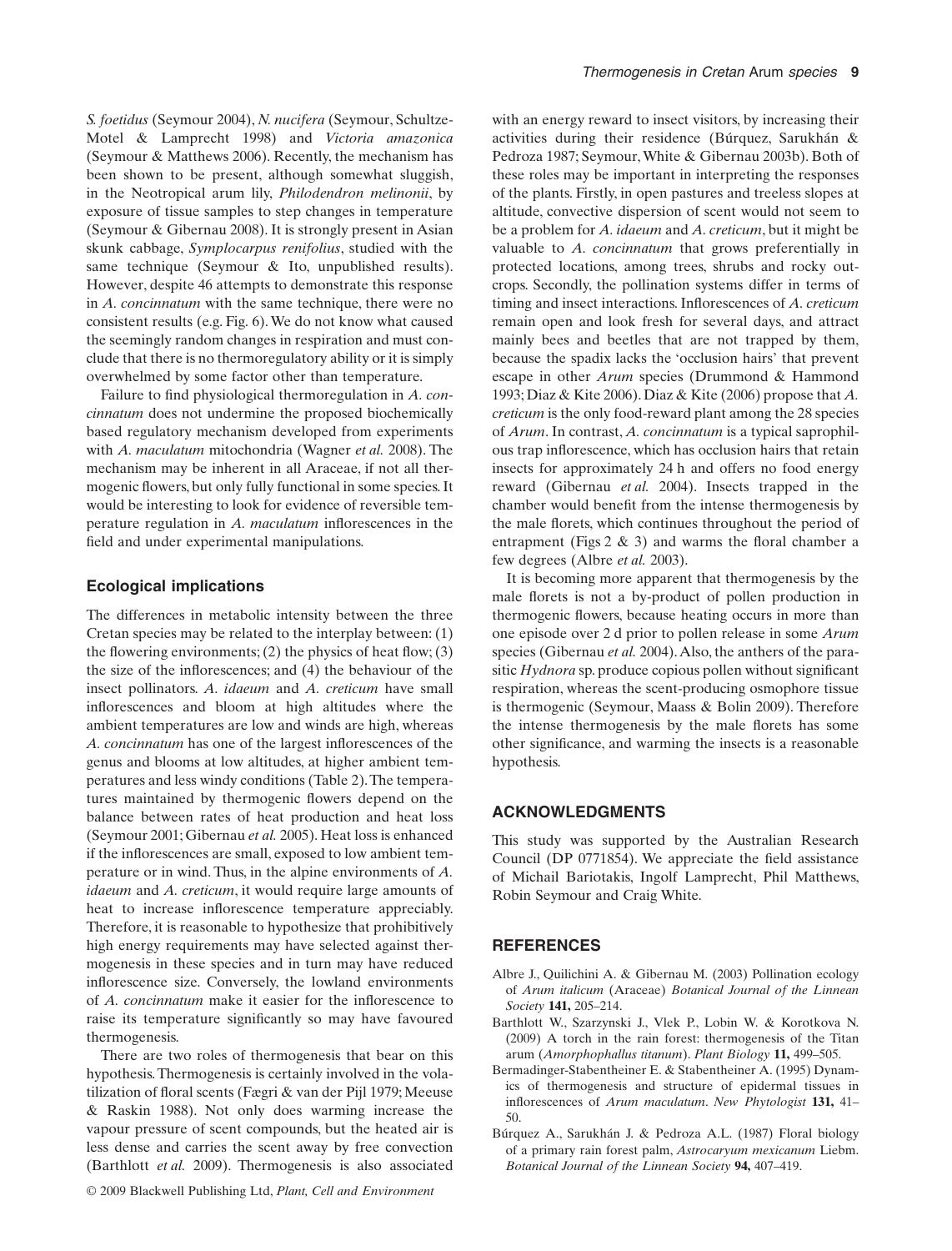*S. foetidus* (Seymour 2004), *N. nucifera* (Seymour, Schultze-Motel & Lamprecht 1998) and *Victoria amazonica* (Seymour & Matthews 2006). Recently, the mechanism has been shown to be present, although somewhat sluggish, in the Neotropical arum lily, *Philodendron melinonii*, by exposure of tissue samples to step changes in temperature (Seymour & Gibernau 2008). It is strongly present in Asian skunk cabbage, *Symplocarpus renifolius*, studied with the same technique (Seymour & Ito, unpublished results). However, despite 46 attempts to demonstrate this response in *A. concinnatum* with the same technique, there were no consistent results (e.g. Fig. 6). We do not know what caused the seemingly random changes in respiration and must conclude that there is no thermoregulatory ability or it is simply overwhelmed by some factor other than temperature.

Failure to find physiological thermoregulation in *A. concinnatum* does not undermine the proposed biochemically based regulatory mechanism developed from experiments with *A. maculatum* mitochondria (Wagner *et al.* 2008). The mechanism may be inherent in all Araceae, if not all thermogenic flowers, but only fully functional in some species. It would be interesting to look for evidence of reversible temperature regulation in *A. maculatum* inflorescences in the field and under experimental manipulations.

### Ecological implications

The differences in metabolic intensity between the three Cretan species may be related to the interplay between: (1) the flowering environments; (2) the physics of heat flow; (3) the size of the inflorescences; and (4) the behaviour of the insect pollinators. *A. idaeum* and *A. creticum* have small inflorescences and bloom at high altitudes where the ambient temperatures are low and winds are high, whereas *A. concinnatum* has one of the largest inflorescences of the genus and blooms at low altitudes, at higher ambient temperatures and less windy conditions (Table 2). The temperatures maintained by thermogenic flowers depend on the balance between rates of heat production and heat loss (Seymour 2001; Gibernau *et al.* 2005). Heat loss is enhanced if the inflorescences are small, exposed to low ambient temperature or in wind. Thus, in the alpine environments of *A. idaeum* and *A. creticum*, it would require large amounts of heat to increase inflorescence temperature appreciably. Therefore, it is reasonable to hypothesize that prohibitively high energy requirements may have selected against thermogenesis in these species and in turn may have reduced inflorescence size. Conversely, the lowland environments of *A. concinnatum* make it easier for the inflorescence to raise its temperature significantly so may have favoured thermogenesis.

There are two roles of thermogenesis that bear on this hypothesis. Thermogenesis is certainly involved in the volatilization of floral scents (Fægri & van der Pijl 1979; Meeuse & Raskin 1988). Not only does warming increase the vapour pressure of scent compounds, but the heated air is less dense and carries the scent away by free convection (Barthlott *et al.* 2009). Thermogenesis is also associated with an energy reward to insect visitors, by increasing their activities during their residence (Búrquez, Sarukhán & Pedroza 1987; Seymour, White & Gibernau 2003b). Both of these roles may be important in interpreting the responses of the plants. Firstly, in open pastures and treeless slopes at altitude, convective dispersion of scent would not seem to be a problem for *A. idaeum* and *A. creticum*, but it might be valuable to *A. concinnatum* that grows preferentially in protected locations, among trees, shrubs and rocky outcrops. Secondly, the pollination systems differ in terms of timing and insect interactions. Inflorescences of *A. creticum* remain open and look fresh for several days, and attract mainly bees and beetles that are not trapped by them, because the spadix lacks the 'occlusion hairs' that prevent escape in other *Arum* species (Drummond & Hammond 1993; Diaz & Kite 2006). Diaz & Kite (2006) propose that *A. creticum* is the only food-reward plant among the 28 species of *Arum*. In contrast, *A. concinnatum* is a typical saprophilous trap inflorescence, which has occlusion hairs that retain insects for approximately 24 h and offers no food energy reward (Gibernau *et al.* 2004). Insects trapped in the chamber would benefit from the intense thermogenesis by the male florets, which continues throughout the period of entrapment (Figs 2 & 3) and warms the floral chamber a few degrees (Albre *et al.* 2003).

It is becoming more apparent that thermogenesis by the male florets is not a by-product of pollen production in thermogenic flowers, because heating occurs in more than one episode over 2 d prior to pollen release in some *Arum* species (Gibernau *et al.* 2004). Also, the anthers of the parasitic *Hydnora* sp. produce copious pollen without significant respiration, whereas the scent-producing osmophore tissue is thermogenic (Seymour, Maass & Bolin 2009). Therefore the intense thermogenesis by the male florets has some other significance, and warming the insects is a reasonable hypothesis.

## ACKNOWLEDGMENTS

This study was supported by the Australian Research Council (DP 0771854). We appreciate the field assistance of Michail Bariotakis, Ingolf Lamprecht, Phil Matthews, Robin Seymour and Craig White.

## REFERENCES

Albre J., Quilichini A. & Gibernau M. (2003) Pollination ecology of *Arum italicum* (Araceae) *Botanical Journal of the Linnean Society* **141,** 205–214.

Barthlott W., Szarzynski J., Vlek P., Lobin W. & Korotkova N. (2009) A torch in the rain forest: thermogenesis of the Titan arum (*Amorphophallus titanum*). *Plant Biology* **11,** 499–505.

Bermadinger-Stabentheiner E. & Stabentheiner A. (1995) Dynamics of thermogenesis and structure of epidermal tissues in inflorescences of *Arum maculatum*. *New Phytologist* **131,** 41–50.

Búrquez A., Sarukhán J. & Pedroza A.L. (1987) Floral biology of a primary rain forest palm, *Astrocaryum mexicanum* Liebm. *Botanical Journal of the Linnean Society* **94,** 407–419.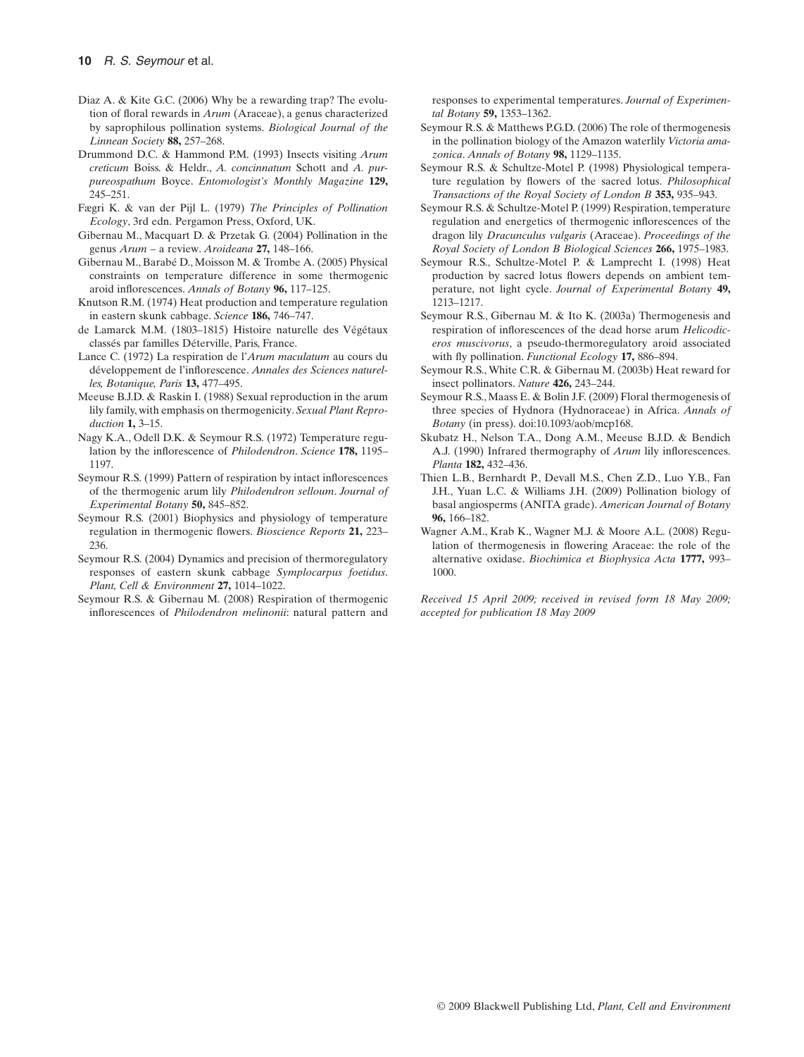Diaz A. & Kite G.C. (2006) Why be a rewarding trap? The evolution of floral rewards in *Arum* (Araceae), a genus characterized by saprophilous pollination systems. *Biological Journal of the Linnean Society* **88,** 257–268.

Drummond D.C. & Hammond P.M. (1993) Insects visiting *Arum creticum* Boiss. & Heldr., *A. concinnatum* Schott and *A. purpureospathum* Boyce. *Entomologist's Monthly Magazine* **129,** 245–251.

Fægri K. & van der Pijl L. (1979) *The Principles of Pollination Ecology*, 3rd edn. Pergamon Press, Oxford, UK.

Gibernau M., Macquart D. & Przetak G. (2004) Pollination in the genus *Arum* – a review. *Aroideana* **27,** 148–166.

Gibernau M., Barabé D., Moisson M. & Trombe A. (2005) Physical constraints on temperature difference in some thermogenic aroid inflorescences. *Annals of Botany* **96,** 117–125.

Knutson R.M. (1974) Heat production and temperature regulation in eastern skunk cabbage. *Science* **186,** 746–747.

de Lamarck M.M. (1803–1815) Histoire naturelle des Végétaux classés par familles Déterville, Paris, France.

Lance C. (1972) La respiration de l'*Arum maculatum* au cours du développement de l'inflorescence. *Annales des Sciences naturelles, Botanique, Paris* **13,** 477–495.

Meeuse B.J.D. & Raskin I. (1988) Sexual reproduction in the arum lily family, with emphasis on thermogenicity. *Sexual Plant Reproduction* **1,** 3–15.

Nagy K.A., Odell D.K. & Seymour R.S. (1972) Temperature regulation by the inflorescence of *Philodendron*. *Science* **178,** 1195–1197.

Seymour R.S. (1999) Pattern of respiration by intact inflorescences of the thermogenic arum lily *Philodendron selloum*. *Journal of Experimental Botany* **50,** 845–852.

Seymour R.S. (2001) Biophysics and physiology of temperature regulation in thermogenic flowers. *Bioscience Reports* **21,** 223–236.

Seymour R.S. (2004) Dynamics and precision of thermoregulatory responses of eastern skunk cabbage *Symplocarpus foetidus*. *Plant, Cell & Environment* **27,** 1014–1022.

Seymour R.S. & Gibernau M. (2008) Respiration of thermogenic inflorescences of *Philodendron melinonii*: natural pattern and responses to experimental temperatures. *Journal of Experimental Botany* **59,** 1353–1362.

Seymour R.S. & Matthews P.G.D. (2006) The role of thermogenesis in the pollination biology of the Amazon waterlily *Victoria amazonica*. *Annals of Botany* **98,** 1129–1135.

Seymour R.S. & Schultze-Motel P. (1998) Physiological temperature regulation by flowers of the sacred lotus. *Philosophical Transactions of the Royal Society of London B* **353,** 935–943.

Seymour R.S. & Schultze-Motel P. (1999) Respiration, temperature regulation and energetics of thermogenic inflorescences of the dragon lily *Dracunculus vulgaris* (Araceae). *Proceedings of the Royal Society of London B Biological Sciences* **266,** 1975–1983.

Seymour R.S., Schultze-Motel P. & Lamprecht I. (1998) Heat production by sacred lotus flowers depends on ambient temperature, not light cycle. *Journal of Experimental Botany* **49,** 1213–1217.

Seymour R.S., Gibernau M. & Ito K. (2003a) Thermogenesis and respiration of inflorescences of the dead horse arum *Helicodiceros muscivorus*, a pseudo-thermoregulatory aroid associated with fly pollination. *Functional Ecology* **17,** 886–894.

Seymour R.S., White C.R. & Gibernau M. (2003b) Heat reward for insect pollinators. *Nature* **426,** 243–244.

Seymour R.S., Maass E. & Bolin J.F. (2009) Floral thermogenesis of three species of Hydnora (Hydnoraceae) in Africa. *Annals of Botany* (in press). doi:10.1093/aob/mcp168.

Skubatz H., Nelson T.A., Dong A.M., Meeuse B.J.D. & Bendich A.J. (1990) Infrared thermography of *Arum* lily inflorescences. *Planta* **182,** 432–436.

Thien L.B., Bernhardt P., Devall M.S., Chen Z.D., Luo Y.B., Fan J.H., Yuan L.C. & Williams J.H. (2009) Pollination biology of basal angiosperms (ANITA grade). *American Journal of Botany* **96,** 166–182.

Wagner A.M., Krab K., Wagner M.J. & Moore A.L. (2008) Regulation of thermogenesis in flowering Araceae: the role of the alternative oxidase. *Biochimica et Biophysica Acta* **1777,** 993–1000.

*Received 15 April 2009; received in revised form 18 May 2009; accepted for publication 18 May 2009*